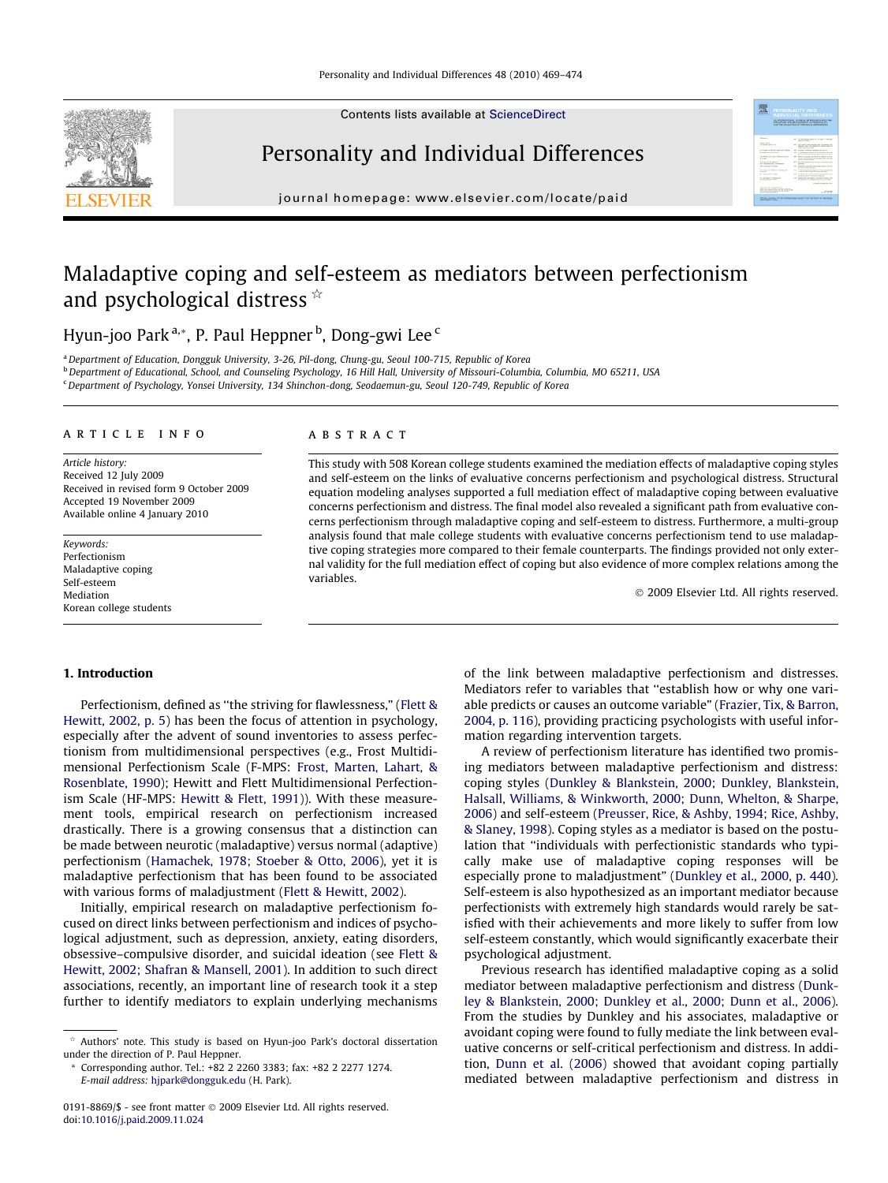# Maladaptive coping and self-esteem as mediators between perfectionism and psychological distress ☆

Hyun-joo Park [a,*], P. Paul Heppner [b], Dong-gwi Lee [c]

[a] Department of Education, Dongguk University, 3-26, Pil-dong, Chung-gu, Seoul 100-715, Republic of Korea
[b] Department of Educational, School, and Counseling Psychology, 16 Hill Hall, University of Missouri-Columbia, Columbia, MO 65211, USA
[c] Department of Psychology, Yonsei University, 134 Shinchon-dong, Seodaemun-gu, Seoul 120-749, Republic of Korea

## ARTICLE INFO

*Article history:*
Received 12 July 2009
Received in revised form 9 October 2009
Accepted 19 November 2009
Available online 4 January 2010

*Keywords:*
Perfectionism
Maladaptive coping
Self-esteem
Mediation
Korean college students

## ABSTRACT

This study with 508 Korean college students examined the mediation effects of maladaptive coping styles and self-esteem on the links of evaluative concerns perfectionism and psychological distress. Structural equation modeling analyses supported a full mediation effect of maladaptive coping between evaluative concerns perfectionism and distress. The final model also revealed a significant path from evaluative concerns perfectionism through maladaptive coping and self-esteem to distress. Furthermore, a multi-group analysis found that male college students with evaluative concerns perfectionism tend to use maladaptive coping strategies more compared to their female counterparts. The findings provided not only external validity for the full mediation effect of coping but also evidence of more complex relations among the variables.

© 2009 Elsevier Ltd. All rights reserved.

## 1. Introduction

Perfectionism, defined as "the striving for flawlessness," (Flett & Hewitt, 2002, p. 5) has been the focus of attention in psychology, especially after the advent of sound inventories to assess perfectionism from multidimensional perspectives (e.g., Frost Multidimensional Perfectionism Scale (F-MPS: Frost, Marten, Lahart, & Rosenblate, 1990); Hewitt and Flett Multidimensional Perfectionism Scale (HF-MPS: Hewitt & Flett, 1991)). With these measurement tools, empirical research on perfectionism increased drastically. There is a growing consensus that a distinction can be made between neurotic (maladaptive) versus normal (adaptive) perfectionism (Hamachek, 1978; Stoeber & Otto, 2006), yet it is maladaptive perfectionism that has been found to be associated with various forms of maladjustment (Flett & Hewitt, 2002).

Initially, empirical research on maladaptive perfectionism focused on direct links between perfectionism and indices of psychological adjustment, such as depression, anxiety, eating disorders, obsessive–compulsive disorder, and suicidal ideation (see Flett & Hewitt, 2002; Shafran & Mansell, 2001). In addition to such direct associations, recently, an important line of research took it a step further to identify mediators to explain underlying mechanisms of the link between maladaptive perfectionism and distresses. Mediators refer to variables that "establish how or why one variable predicts or causes an outcome variable" (Frazier, Tix, & Barron, 2004, p. 116), providing practicing psychologists with useful information regarding intervention targets.

A review of perfectionism literature has identified two promising mediators between maladaptive perfectionism and distress: coping styles (Dunkley & Blankstein, 2000; Dunkley, Blankstein, Halsall, Williams, & Winkworth, 2000; Dunn, Whelton, & Sharpe, 2006) and self-esteem (Preusser, Rice, & Ashby, 1994; Rice, Ashby, & Slaney, 1998). Coping styles as a mediator is based on the postulation that "individuals with perfectionistic standards who typically make use of maladaptive coping responses will be especially prone to maladjustment" (Dunkley et al., 2000, p. 440). Self-esteem is also hypothesized as an important mediator because perfectionists with extremely high standards would rarely be satisfied with their achievements and more likely to suffer from low self-esteem constantly, which would significantly exacerbate their psychological adjustment.

Previous research has identified maladaptive coping as a solid mediator between maladaptive perfectionism and distress (Dunkley & Blankstein, 2000; Dunkley et al., 2000; Dunn et al., 2006). From the studies by Dunkley and his associates, maladaptive or avoidant coping were found to fully mediate the link between evaluative concerns or self-critical perfectionism and distress. In addition, Dunn et al. (2006) showed that avoidant coping partially mediated between maladaptive perfectionism and distress in

☆ Authors' note. This study is based on Hyun-joo Park's doctoral dissertation under the direction of P. Paul Heppner.

\* Corresponding author. Tel.: +82 2 2260 3383; fax: +82 2 2277 1274.
E-mail address: hjpark@dongguk.edu (H. Park).

0191-8869/$ - see front matter © 2009 Elsevier Ltd. All rights reserved.
doi:10.1016/j.paid.2009.11.024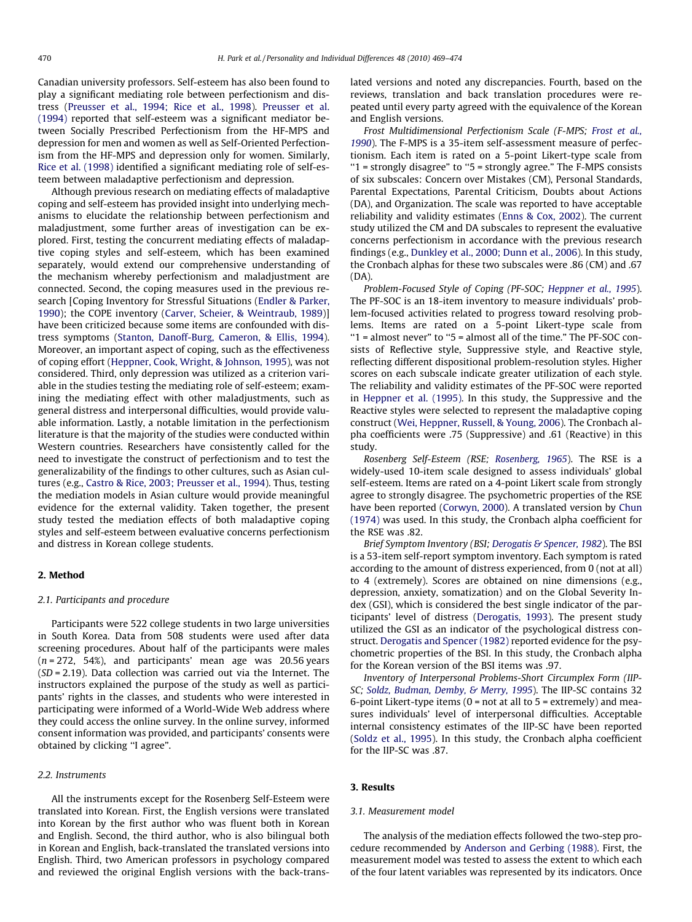Canadian university professors. Self-esteem has also been found to play a significant mediating role between perfectionism and distress (Preusser et al., 1994; Rice et al., 1998). Preusser et al. (1994) reported that self-esteem was a significant mediator between Socially Prescribed Perfectionism from the HF-MPS and depression for men and women as well as Self-Oriented Perfectionism from the HF-MPS and depression only for women. Similarly, Rice et al. (1998) identified a significant mediating role of self-esteem between maladaptive perfectionism and depression.

Although previous research on mediating effects of maladaptive coping and self-esteem has provided insight into underlying mechanisms to elucidate the relationship between perfectionism and maladjustment, some further areas of investigation can be explored. First, testing the concurrent mediating effects of maladaptive coping styles and self-esteem, which has been examined separately, would extend our comprehensive understanding of the mechanism whereby perfectionism and maladjustment are connected. Second, the coping measures used in the previous research [Coping Inventory for Stressful Situations (Endler & Parker, 1990); the COPE inventory (Carver, Scheier, & Weintraub, 1989)] have been criticized because some items are confounded with distress symptoms (Stanton, Danoff-Burg, Cameron, & Ellis, 1994). Moreover, an important aspect of coping, such as the effectiveness of coping effort (Heppner, Cook, Wright, & Johnson, 1995), was not considered. Third, only depression was utilized as a criterion variable in the studies testing the mediating role of self-esteem; examining the mediating effect with other maladjustments, such as general distress and interpersonal difficulties, would provide valuable information. Lastly, a notable limitation in the perfectionism literature is that the majority of the studies were conducted within Western countries. Researchers have consistently called for the need to investigate the construct of perfectionism and to test the generalizability of the findings to other cultures, such as Asian cultures (e.g., Castro & Rice, 2003; Preusser et al., 1994). Thus, testing the mediation models in Asian culture would provide meaningful evidence for the external validity. Taken together, the present study tested the mediation effects of both maladaptive coping styles and self-esteem between evaluative concerns perfectionism and distress in Korean college students.

## 2. Method

### 2.1. Participants and procedure

Participants were 522 college students in two large universities in South Korea. Data from 508 students were used after data screening procedures. About half of the participants were males ($n = 272$, 54%), and participants' mean age was 20.56 years ($SD = 2.19$). Data collection was carried out via the Internet. The instructors explained the purpose of the study as well as participants' rights in the classes, and students who were interested in participating were informed of a World-Wide Web address where they could access the online survey. In the online survey, informed consent information was provided, and participants' consents were obtained by clicking "I agree".

### 2.2. Instruments

All the instruments except for the Rosenberg Self-Esteem were translated into Korean. First, the English versions were translated into Korean by the first author who was fluent both in Korean and English. Second, the third author, who is also bilingual both in Korean and English, back-translated the translated versions into English. Third, two American professors in psychology compared and reviewed the original English versions with the back-translated versions and noted any discrepancies. Fourth, based on the reviews, translation and back translation procedures were repeated until every party agreed with the equivalence of the Korean and English versions.

*Frost Multidimensional Perfectionism Scale (F-MPS; Frost et al., 1990).* The F-MPS is a 35-item self-assessment measure of perfectionism. Each item is rated on a 5-point Likert-type scale from "1 = strongly disagree" to "5 = strongly agree." The F-MPS consists of six subscales: Concern over Mistakes (CM), Personal Standards, Parental Expectations, Parental Criticism, Doubts about Actions (DA), and Organization. The scale was reported to have acceptable reliability and validity estimates (Enns & Cox, 2002). The current study utilized the CM and DA subscales to represent the evaluative concerns perfectionism in accordance with the previous research findings (e.g., Dunkley et al., 2000; Dunn et al., 2006). In this study, the Cronbach alphas for these two subscales were .86 (CM) and .67 (DA).

*Problem-Focused Style of Coping (PF-SOC; Heppner et al., 1995).* The PF-SOC is an 18-item inventory to measure individuals' problem-focused activities related to progress toward resolving problems. Items are rated on a 5-point Likert-type scale from "1 = almost never" to "5 = almost all of the time." The PF-SOC consists of Reflective style, Suppressive style, and Reactive style, reflecting different dispositional problem-resolution styles. Higher scores on each subscale indicate greater utilization of each style. The reliability and validity estimates of the PF-SOC were reported in Heppner et al. (1995). In this study, the Suppressive and the Reactive styles were selected to represent the maladaptive coping construct (Wei, Heppner, Russell, & Young, 2006). The Cronbach alpha coefficients were .75 (Suppressive) and .61 (Reactive) in this study.

*Rosenberg Self-Esteem (RSE; Rosenberg, 1965).* The RSE is a widely-used 10-item scale designed to assess individuals' global self-esteem. Items are rated on a 4-point Likert scale from strongly agree to strongly disagree. The psychometric properties of the RSE have been reported (Corwyn, 2000). A translated version by Chun (1974) was used. In this study, the Cronbach alpha coefficient for the RSE was .82.

*Brief Symptom Inventory (BSI; Derogatis & Spencer, 1982).* The BSI is a 53-item self-report symptom inventory. Each symptom is rated according to the amount of distress experienced, from 0 (not at all) to 4 (extremely). Scores are obtained on nine dimensions (e.g., depression, anxiety, somatization) and on the Global Severity Index (GSI), which is considered the best single indicator of the participants' level of distress (Derogatis, 1993). The present study utilized the GSI as an indicator of the psychological distress construct. Derogatis and Spencer (1982) reported evidence for the psychometric properties of the BSI. In this study, the Cronbach alpha for the Korean version of the BSI items was .97.

*Inventory of Interpersonal Problems-Short Circumplex Form (IIP-SC; Soldz, Budman, Demby, & Merry, 1995).* The IIP-SC contains 32 6-point Likert-type items (0 = not at all to 5 = extremely) and measures individuals' level of interpersonal difficulties. Acceptable internal consistency estimates of the IIP-SC have been reported (Soldz et al., 1995). In this study, the Cronbach alpha coefficient for the IIP-SC was .87.

## 3. Results

### 3.1. Measurement model

The analysis of the mediation effects followed the two-step procedure recommended by Anderson and Gerbing (1988). First, the measurement model was tested to assess the extent to which each of the four latent variables was represented by its indicators. Once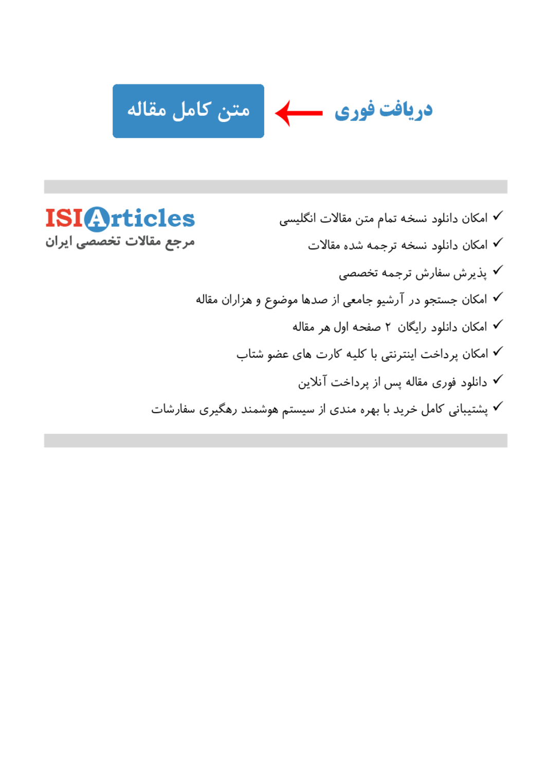دریافت فوری ← **متن کامل مقاله**

**ISIArticles**
مرجع مقالات تخصصی ایران

- ✓ امکان دانلود نسخه تمام متن مقالات انگلیسی
- ✓ امکان دانلود نسخه ترجمه شده مقالات
- ✓ پذیرش سفارش ترجمه تخصصی
- ✓ امکان جستجو در آرشیو جامعی از صدها موضوع و هزاران مقاله
- ✓ امکان دانلود رایگان ۲ صفحه اول هر مقاله
- ✓ امکان پرداخت اینترنتی با کلیه کارت های عضو شتاب
- ✓ دانلود فوری مقاله پس از پرداخت آنلاین
- ✓ پشتیبانی کامل خرید با بهره مندی از سیستم هوشمند رهگیری سفارشات